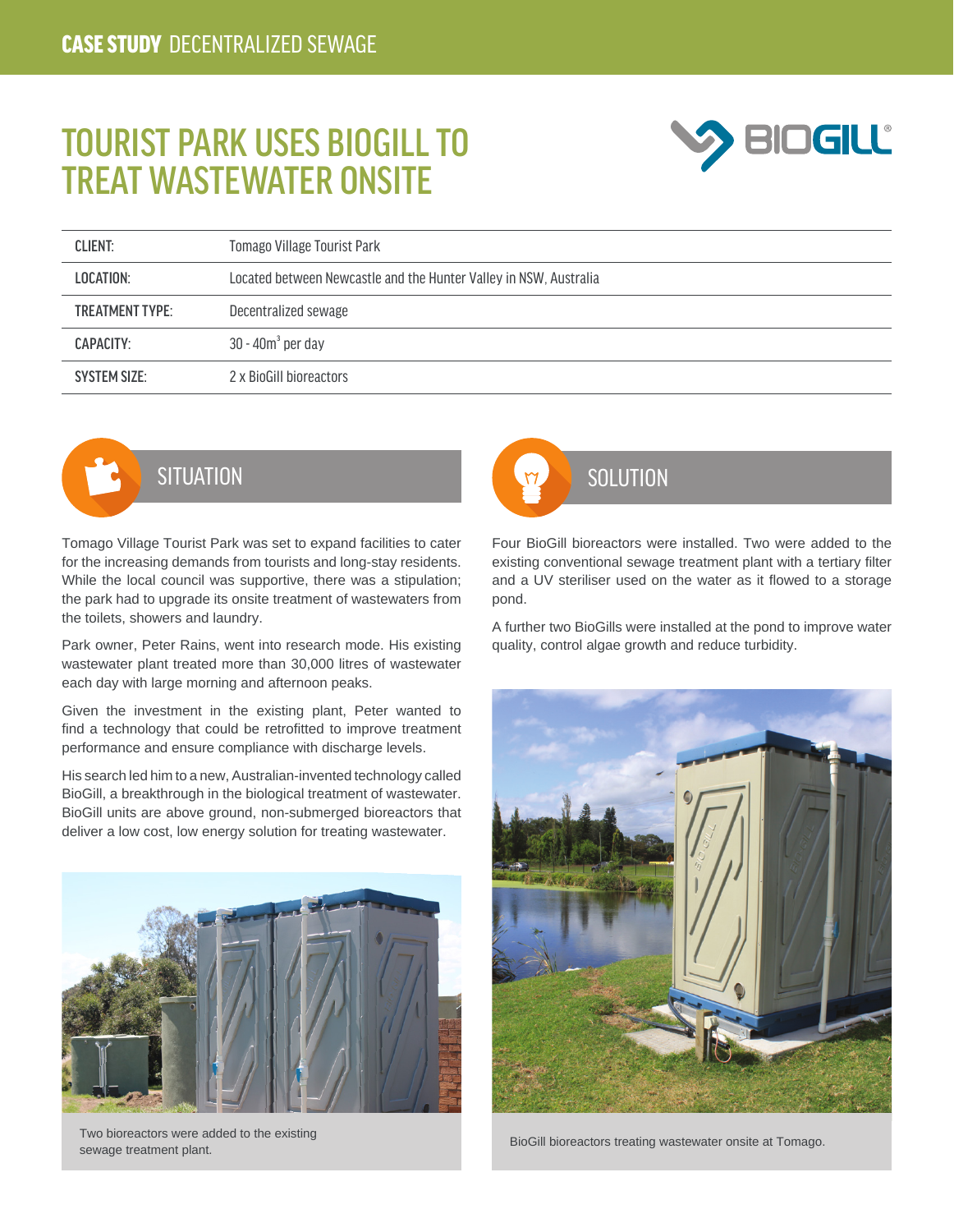**CASE STUDY** DECENTRALIZED SEWAGE

# TOURIST PARK USES BIOGILL TO TREAT WASTEWATER ONSITE

| | |
|---|---|
| CLIENT: | Tomago Village Tourist Park |
| LOCATION: | Located between Newcastle and the Hunter Valley in NSW, Australia |
| TREATMENT TYPE: | Decentralized sewage |
| CAPACITY: | 30 - 40$m^3$ per day |
| SYSTEM SIZE: | 2 x BioGill bioreactors |

## SITUATION

Tomago Village Tourist Park was set to expand facilities to cater for the increasing demands from tourists and long-stay residents. While the local council was supportive, there was a stipulation; the park had to upgrade its onsite treatment of wastewaters from the toilets, showers and laundry.

Park owner, Peter Rains, went into research mode. His existing wastewater plant treated more than 30,000 litres of wastewater each day with large morning and afternoon peaks.

Given the investment in the existing plant, Peter wanted to find a technology that could be retrofitted to improve treatment performance and ensure compliance with discharge levels.

His search led him to a new, Australian-invented technology called BioGill, a breakthrough in the biological treatment of wastewater. BioGill units are above ground, non-submerged bioreactors that deliver a low cost, low energy solution for treating wastewater.

Two bioreactors were added to the existing sewage treatment plant.

## SOLUTION

Four BioGill bioreactors were installed. Two were added to the existing conventional sewage treatment plant with a tertiary filter and a UV steriliser used on the water as it flowed to a storage pond.

A further two BioGills were installed at the pond to improve water quality, control algae growth and reduce turbidity.

BioGill bioreactors treating wastewater onsite at Tomago.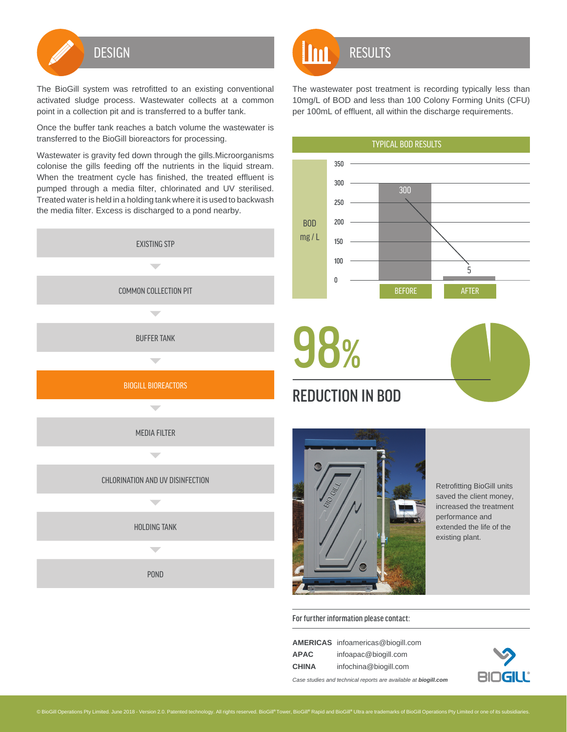## DESIGN

The BioGill system was retrofitted to an existing conventional activated sludge process. Wastewater collects at a common point in a collection pit and is transferred to a buffer tank.

Once the buffer tank reaches a batch volume the wastewater is transferred to the BioGill bioreactors for processing.

Wastewater is gravity fed down through the gills. Microorganisms colonise the gills feeding off the nutrients in the liquid stream. When the treatment cycle has finished, the treated effluent is pumped through a media filter, chlorinated and UV sterilised. Treated water is held in a holding tank where it is used to backwash the media filter. Excess is discharged to a pond nearby.

EXISTING STP

COMMON COLLECTION PIT

BUFFER TANK

BIOGILL BIOREACTORS

MEDIA FILTER

CHLORINATION AND UV DISINFECTION

HOLDING TANK

POND

## RESULTS

The wastewater post treatment is recording typically less than 10mg/L of BOD and less than 100 Colony Forming Units (CFU) per 100mL of effluent, all within the discharge requirements.

TYPICAL BOD RESULTS

BOD mg / L

350
300
250
200
150
100
0

300

5

BEFORE

AFTER

# 98%

## REDUCTION IN BOD

Retrofitting BioGill units saved the client money, increased the treatment performance and extended the life of the existing plant.

For further information please contact:

**AMERICAS** infoamericas@biogill.com
**APAC** infoapac@biogill.com
**CHINA** infochina@biogill.com

*Case studies and technical reports are available at **biogill.com***

BIOGILL®

© BioGill Operations Pty Limited. June 2018 - Version 2.0. Patented technology. All rights reserved. BioGill® Tower, BioGill® Rapid and BioGill® Ultra are trademarks of BioGill Operations Pty Limited or one of its subsidiaries.